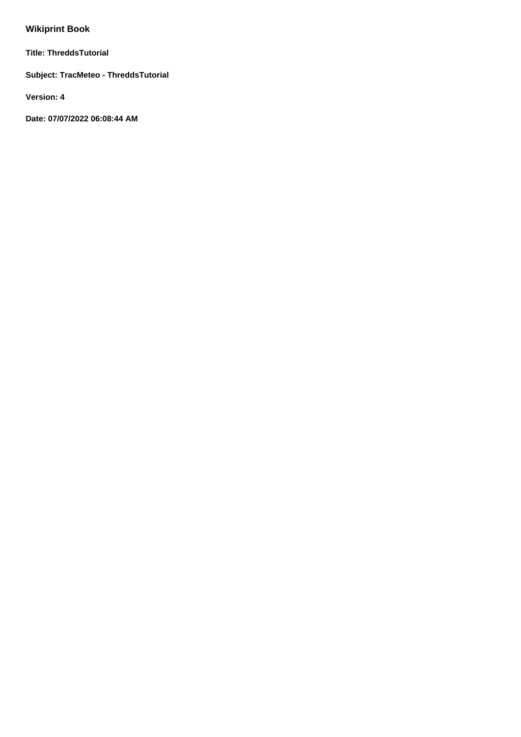# Wikiprint Book

**Title: ThreddsTutorial**

**Subject: TracMeteo - ThreddsTutorial**

**Version: 4**

**Date: 07/07/2022 06:08:44 AM**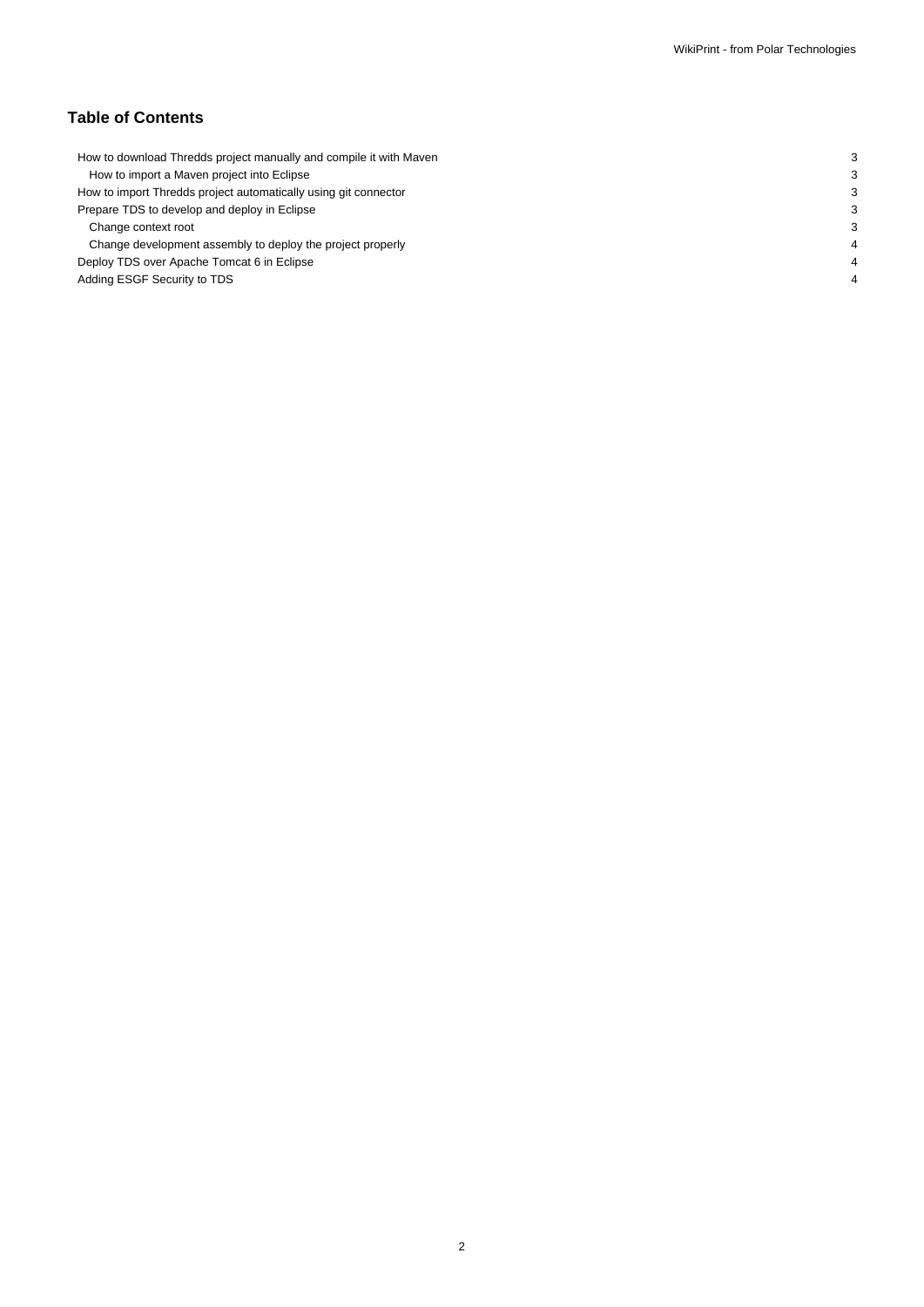## Table of Contents

| | |
|---|---|
| How to download Thredds project manually and compile it with Maven | 3 |
| How to import a Maven project into Eclipse | 3 |
| How to import Thredds project automatically using git connector | 3 |
| Prepare TDS to develop and deploy in Eclipse | 3 |
| Change context root | 3 |
| Change development assembly to deploy the project properly | 4 |
| Deploy TDS over Apache Tomcat 6 in Eclipse | 4 |
| Adding ESGF Security to TDS | 4 |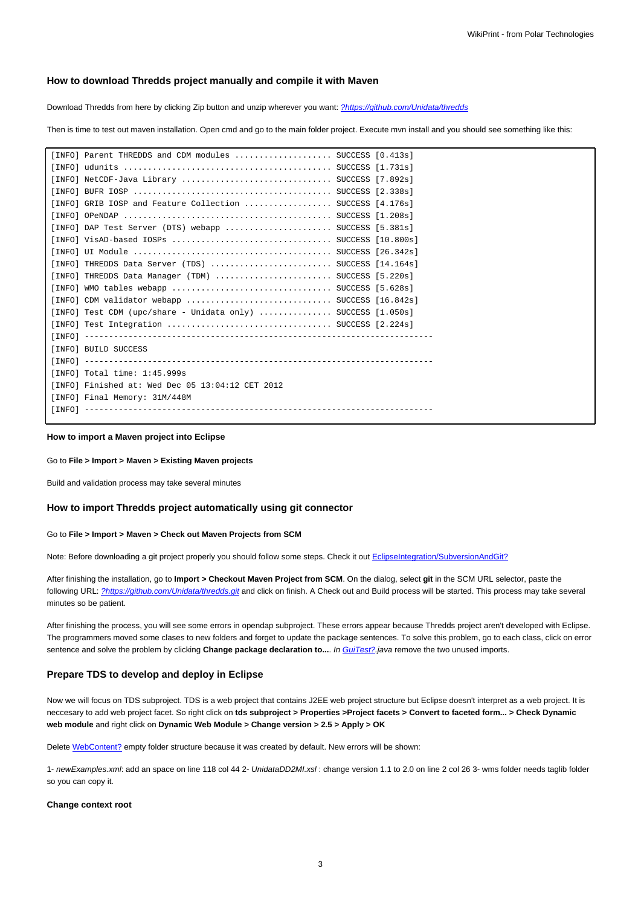### How to download Thredds project manually and compile it with Maven

Download Thredds from here by clicking Zip button and unzip wherever you want: [?https://github.com/Unidata/thredds](https://github.com/Unidata/thredds)

Then is time to test out maven installation. Open cmd and go to the main folder project. Execute mvn install and you should see something like this:

```
[INFO] Parent THREDDS and CDM modules .................... SUCCESS [0.413s]
[INFO] udunits ........................................... SUCCESS [1.731s]
[INFO] NetCDF-Java Library ............................... SUCCESS [7.892s]
[INFO] BUFR IOSP ......................................... SUCCESS [2.338s]
[INFO] GRIB IOSP and Feature Collection .................. SUCCESS [4.176s]
[INFO] OPeNDAP ........................................... SUCCESS [1.208s]
[INFO] DAP Test Server (DTS) webapp ...................... SUCCESS [5.381s]
[INFO] VisAD-based IOSPs ................................. SUCCESS [10.800s]
[INFO] UI Module ......................................... SUCCESS [26.342s]
[INFO] THREDDS Data Server (TDS) ......................... SUCCESS [14.164s]
[INFO] THREDDS Data Manager (TDM) ........................ SUCCESS [5.220s]
[INFO] WMO tables webapp ................................. SUCCESS [5.628s]
[INFO] CDM validator webapp .............................. SUCCESS [16.842s]
[INFO] Test CDM (upc/share - Unidata only) ............... SUCCESS [1.050s]
[INFO] Test Integration .................................. SUCCESS [2.224s]
[INFO] ------------------------------------------------------------------------
[INFO] BUILD SUCCESS
[INFO] ------------------------------------------------------------------------
[INFO] Total time: 1:45.999s
[INFO] Finished at: Wed Dec 05 13:04:12 CET 2012
[INFO] Final Memory: 31M/448M
[INFO] ------------------------------------------------------------------------
```

#### How to import a Maven project into Eclipse

Go to **File > Import > Maven > Existing Maven projects**

Build and validation process may take several minutes

### How to import Thredds project automatically using git connector

Go to **File > Import > Maven > Check out Maven Projects from SCM**

Note: Before downloading a git project properly you should follow some steps. Check it out [EclipseIntegration/SubversionAndGit?](EclipseIntegration/SubversionAndGit)

After finishing the installation, go to **Import > Checkout Maven Project from SCM**. On the dialog, select **git** in the SCM URL selector, paste the following URL: [?https://github.com/Unidata/thredds.git](https://github.com/Unidata/thredds.git) and click on finish. A Check out and Build process will be started. This process may take several minutes so be patient.

After finishing the process, you will see some errors in opendap subproject. These errors appear because Thredds project aren't developed with Eclipse. The programmers moved some clases to new folders and forget to update the package sentences. To solve this problem, go to each class, click on error sentence and solve the problem by clicking **Change package declaration to...**. *In GuiTest?.java* remove the two unused imports.

### Prepare TDS to develop and deploy in Eclipse

Now we will focus on TDS subproject. TDS is a web project that contains J2EE web project structure but Eclipse doesn't interpret as a web project. It is neccesary to add web project facet. So right click on **tds subproject > Properties >Project facets > Convert to faceted form... > Check Dynamic web module** and right click on **Dynamic Web Module > Change version > 2.5 > Apply > OK**

Delete WebContent? empty folder structure because it was created by default. New errors will be shown:

1- *newExamples.xml*: add an space on line 118 col 44 2- *UnidataDD2MI.xsl* : change version 1.1 to 2.0 on line 2 col 26 3- wms folder needs taglib folder so you can copy it.

#### Change context root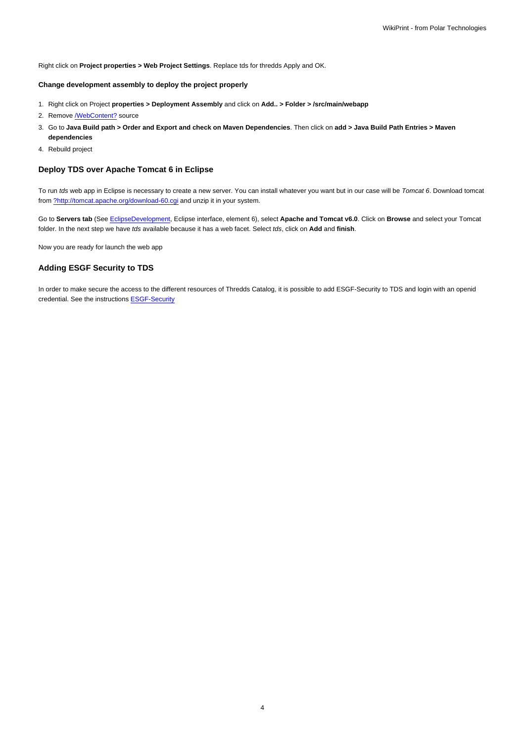Right click on **Project properties > Web Project Settings**. Replace tds for thredds Apply and OK.

#### Change development assembly to deploy the project properly

1. Right click on Project **properties > Deployment Assembly** and click on **Add.. > Folder > /src/main/webapp**
2. Remove /WebContent? source
3. Go to **Java Build path > Order and Export and check on Maven Dependencies**. Then click on **add > Java Build Path Entries > Maven dependencies**
4. Rebuild project

### Deploy TDS over Apache Tomcat 6 in Eclipse

To run *tds* web app in Eclipse is necessary to create a new server. You can install whatever you want but in our case will be *Tomcat 6*. Download tomcat from ?http://tomcat.apache.org/download-60.cgi and unzip it in your system.

Go to **Servers tab** (See EclipseDevelopment, Eclipse interface, element 6), select **Apache and Tomcat v6.0**. Click on **Browse** and select your Tomcat folder. In the next step we have *tds* available because it has a web facet. Select *tds*, click on **Add** and **finish**.

Now you are ready for launch the web app

### Adding ESGF Security to TDS

In order to make secure the access to the different resources of Thredds Catalog, it is possible to add ESGF-Security to TDS and login with an openid credential. See the instructions ESGF-Security